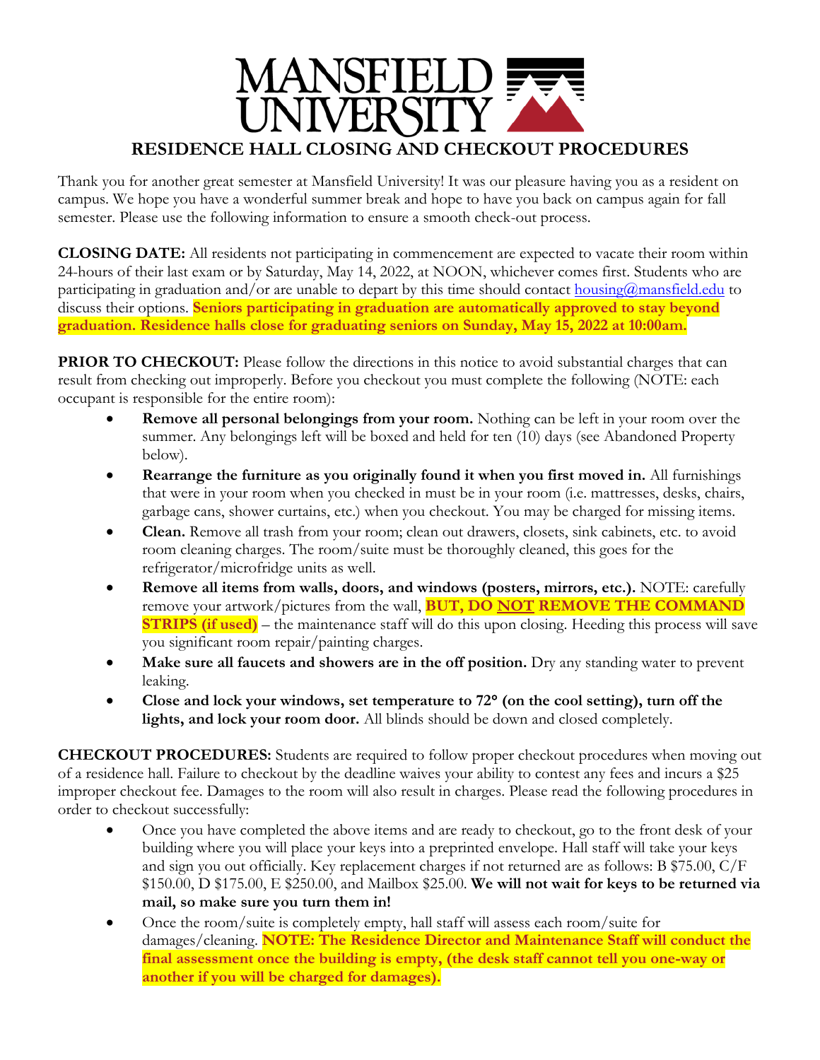# MANSFIELD UNIVERSITY

## RESIDENCE HALL CLOSING AND CHECKOUT PROCEDURES

Thank you for another great semester at Mansfield University! It was our pleasure having you as a resident on campus. We hope you have a wonderful summer break and hope to have you back on campus again for fall semester. Please use the following information to ensure a smooth check-out process.

**CLOSING DATE:** All residents not participating in commencement are expected to vacate their room within 24-hours of their last exam or by Saturday, May 14, 2022, at NOON, whichever comes first. Students who are participating in graduation and/or are unable to depart by this time should contact housing@mansfield.edu to discuss their options. **Seniors participating in graduation are automatically approved to stay beyond graduation. Residence halls close for graduating seniors on Sunday, May 15, 2022 at 10:00am.**

**PRIOR TO CHECKOUT:** Please follow the directions in this notice to avoid substantial charges that can result from checking out improperly. Before you checkout you must complete the following (NOTE: each occupant is responsible for the entire room):

- **Remove all personal belongings from your room.** Nothing can be left in your room over the summer. Any belongings left will be boxed and held for ten (10) days (see Abandoned Property below).
- **Rearrange the furniture as you originally found it when you first moved in.** All furnishings that were in your room when you checked in must be in your room (i.e. mattresses, desks, chairs, garbage cans, shower curtains, etc.) when you checkout. You may be charged for missing items.
- **Clean.** Remove all trash from your room; clean out drawers, closets, sink cabinets, etc. to avoid room cleaning charges. The room/suite must be thoroughly cleaned, this goes for the refrigerator/microfridge units as well.
- **Remove all items from walls, doors, and windows (posters, mirrors, etc.).** NOTE: carefully remove your artwork/pictures from the wall, **BUT, DO NOT REMOVE THE COMMAND STRIPS (if used)** – the maintenance staff will do this upon closing. Heeding this process will save you significant room repair/painting charges.
- **Make sure all faucets and showers are in the off position.** Dry any standing water to prevent leaking.
- **Close and lock your windows, set temperature to 72° (on the cool setting), turn off the lights, and lock your room door.** All blinds should be down and closed completely.

**CHECKOUT PROCEDURES:** Students are required to follow proper checkout procedures when moving out of a residence hall. Failure to checkout by the deadline waives your ability to contest any fees and incurs a $25 improper checkout fee. Damages to the room will also result in charges. Please read the following procedures in order to checkout successfully:

- Once you have completed the above items and are ready to checkout, go to the front desk of your building where you will place your keys into a preprinted envelope. Hall staff will take your keys and sign you out officially. Key replacement charges if not returned are as follows: B $75.00, C/F $150.00, D $175.00, E $250.00, and Mailbox $25.00. **We will not wait for keys to be returned via mail, so make sure you turn them in!**
- Once the room/suite is completely empty, hall staff will assess each room/suite for damages/cleaning. **NOTE: The Residence Director and Maintenance Staff will conduct the final assessment once the building is empty, (the desk staff cannot tell you one-way or another if you will be charged for damages).**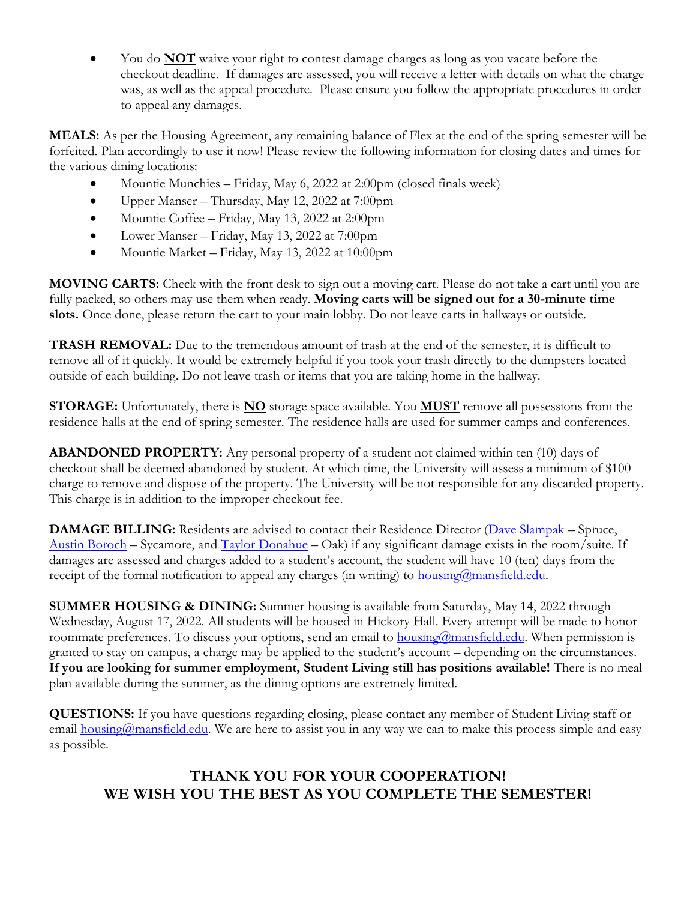- You do **NOT** waive your right to contest damage charges as long as you vacate before the checkout deadline. If damages are assessed, you will receive a letter with details on what the charge was, as well as the appeal procedure. Please ensure you follow the appropriate procedures in order to appeal any damages.

**MEALS:** As per the Housing Agreement, any remaining balance of Flex at the end of the spring semester will be forfeited. Plan accordingly to use it now! Please review the following information for closing dates and times for the various dining locations:

- Mountie Munchies – Friday, May 6, 2022 at 2:00pm (closed finals week)
- Upper Manser – Thursday, May 12, 2022 at 7:00pm
- Mountie Coffee – Friday, May 13, 2022 at 2:00pm
- Lower Manser – Friday, May 13, 2022 at 7:00pm
- Mountie Market – Friday, May 13, 2022 at 10:00pm

**MOVING CARTS:** Check with the front desk to sign out a moving cart. Please do not take a cart until you are fully packed, so others may use them when ready. **Moving carts will be signed out for a 30-minute time slots.** Once done, please return the cart to your main lobby. Do not leave carts in hallways or outside.

**TRASH REMOVAL:** Due to the tremendous amount of trash at the end of the semester, it is difficult to remove all of it quickly. It would be extremely helpful if you took your trash directly to the dumpsters located outside of each building. Do not leave trash or items that you are taking home in the hallway.

**STORAGE:** Unfortunately, there is **NO** storage space available. You **MUST** remove all possessions from the residence halls at the end of spring semester. The residence halls are used for summer camps and conferences.

**ABANDONED PROPERTY:** Any personal property of a student not claimed within ten (10) days of checkout shall be deemed abandoned by student. At which time, the University will assess a minimum of $100 charge to remove and dispose of the property. The University will be not responsible for any discarded property. This charge is in addition to the improper checkout fee.

**DAMAGE BILLING:** Residents are advised to contact their Residence Director (Dave Slampak – Spruce, Austin Boroch – Sycamore, and Taylor Donahue – Oak) if any significant damage exists in the room/suite. If damages are assessed and charges added to a student's account, the student will have 10 (ten) days from the receipt of the formal notification to appeal any charges (in writing) to housing@mansfield.edu.

**SUMMER HOUSING & DINING:** Summer housing is available from Saturday, May 14, 2022 through Wednesday, August 17, 2022. All students will be housed in Hickory Hall. Every attempt will be made to honor roommate preferences. To discuss your options, send an email to housing@mansfield.edu. When permission is granted to stay on campus, a charge may be applied to the student's account – depending on the circumstances. **If you are looking for summer employment, Student Living still has positions available!** There is no meal plan available during the summer, as the dining options are extremely limited.

**QUESTIONS:** If you have questions regarding closing, please contact any member of Student Living staff or email housing@mansfield.edu. We are here to assist you in any way we can to make this process simple and easy as possible.

## THANK YOU FOR YOUR COOPERATION!
## WE WISH YOU THE BEST AS YOU COMPLETE THE SEMESTER!